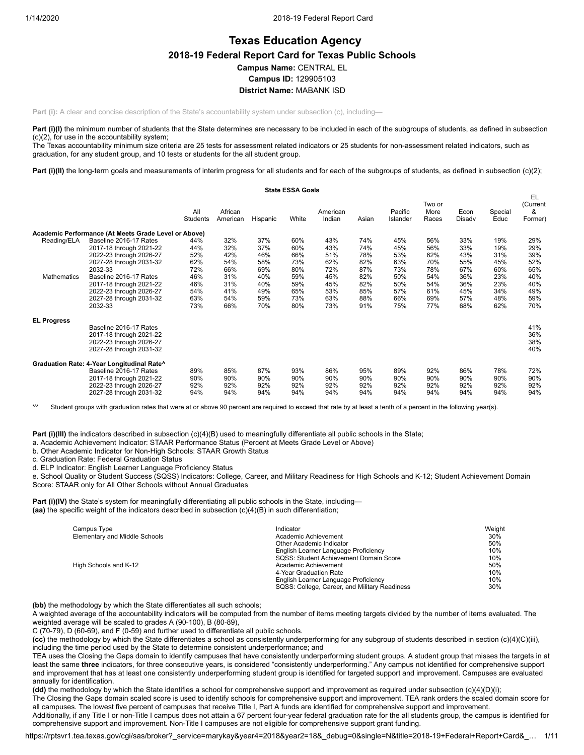# Texas Education Agency

## 2018-19 Federal Report Card for Texas Public Schools

**Campus Name:** CENTRAL EL

**Campus ID:** 129905103

**District Name:** MABANK ISD

**Part (i):** A clear and concise description of the State's accountability system under subsection (c), including—

**Part (i)(I)** the minimum number of students that the State determines are necessary to be included in each of the subgroups of students, as defined in subsection (c)(2), for use in the accountability system;
The Texas accountability minimum size criteria are 25 tests for assessment related indicators or 25 students for non-assessment related indicators, such as graduation, for any student group, and 10 tests or students for the all student group.

**Part (i)(II)** the long-term goals and measurements of interim progress for all students and for each of the subgroups of students, as defined in subsection (c)(2);

**State ESSA Goals**

| | | All Students | African American | Hispanic | White | American Indian | Asian | Pacific Islander | Two or More Races | Econ Disadv | Special Educ | EL (Current & Former) |
|---|---|---|---|---|---|---|---|---|---|---|---|---|
| **Academic Performance (At Meets Grade Level or Above)** | | | | | | | | | | | | |
| Reading/ELA | Baseline 2016-17 Rates | 44% | 32% | 37% | 60% | 43% | 74% | 45% | 56% | 33% | 19% | 29% |
| | 2017-18 through 2021-22 | 44% | 32% | 37% | 60% | 43% | 74% | 45% | 56% | 33% | 19% | 29% |
| | 2022-23 through 2026-27 | 52% | 42% | 46% | 66% | 51% | 78% | 53% | 62% | 43% | 31% | 39% |
| | 2027-28 through 2031-32 | 62% | 54% | 58% | 73% | 62% | 82% | 63% | 70% | 55% | 45% | 52% |
| | 2032-33 | 72% | 66% | 69% | 80% | 72% | 87% | 73% | 78% | 67% | 60% | 65% |
| Mathematics | Baseline 2016-17 Rates | 46% | 31% | 40% | 59% | 45% | 82% | 50% | 54% | 36% | 23% | 40% |
| | 2017-18 through 2021-22 | 46% | 31% | 40% | 59% | 45% | 82% | 50% | 54% | 36% | 23% | 40% |
| | 2022-23 through 2026-27 | 54% | 41% | 49% | 65% | 53% | 85% | 57% | 61% | 45% | 34% | 49% |
| | 2027-28 through 2031-32 | 63% | 54% | 59% | 73% | 63% | 88% | 66% | 69% | 57% | 48% | 59% |
| | 2032-33 | 73% | 66% | 70% | 80% | 73% | 91% | 75% | 77% | 68% | 62% | 70% |
| **EL Progress** | | | | | | | | | | | | |
| | Baseline 2016-17 Rates | | | | | | | | | | | 41% |
| | 2017-18 through 2021-22 | | | | | | | | | | | 36% |
| | 2022-23 through 2026-27 | | | | | | | | | | | 38% |
| | 2027-28 through 2031-32 | | | | | | | | | | | 40% |
| **Graduation Rate: 4-Year Longitudinal Rate^** | | | | | | | | | | | | |
| | Baseline 2016-17 Rates | 89% | 85% | 87% | 93% | 86% | 95% | 89% | 92% | 86% | 78% | 72% |
| | 2017-18 through 2021-22 | 90% | 90% | 90% | 90% | 90% | 90% | 90% | 90% | 90% | 90% | 90% |
| | 2022-23 through 2026-27 | 92% | 92% | 92% | 92% | 92% | 92% | 92% | 92% | 92% | 92% | 92% |
| | 2027-28 through 2031-32 | 94% | 94% | 94% | 94% | 94% | 94% | 94% | 94% | 94% | 94% | 94% |

'^' Student groups with graduation rates that were at or above 90 percent are required to exceed that rate by at least a tenth of a percent in the following year(s).

**Part (i)(III)** the indicators described in subsection (c)(4)(B) used to meaningfully differentiate all public schools in the State;
a. Academic Achievement Indicator: STAAR Performance Status (Percent at Meets Grade Level or Above)
b. Other Academic Indicator for Non-High Schools: STAAR Growth Status
c. Graduation Rate: Federal Graduation Status
d. ELP Indicator: English Learner Language Proficiency Status
e. School Quality or Student Success (SQSS) Indicators: College, Career, and Military Readiness for High Schools and K-12; Student Achievement Domain Score: STAAR only for All Other Schools without Annual Graduates

**Part (i)(IV)** the State's system for meaningfully differentiating all public schools in the State, including—
**(aa)** the specific weight of the indicators described in subsection (c)(4)(B) in such differentiation;

| Campus Type | Indicator | Weight |
|---|---|---|
| Elementary and Middle Schools | Academic Achievement | 30% |
| | Other Academic Indicator | 50% |
| | English Learner Language Proficiency | 10% |
| | SQSS: Student Achievement Domain Score | 10% |
| High Schools and K-12 | Academic Achievement | 50% |
| | 4-Year Graduation Rate | 10% |
| | English Learner Language Proficiency | 10% |
| | SQSS: College, Career, and Military Readiness | 30% |

**(bb)** the methodology by which the State differentiates all such schools;
A weighted average of the accountability indicators will be computed from the number of items meeting targets divided by the number of items evaluated. The weighted average will be scaled to grades A (90-100), B (80-89),
C (70-79), D (60-69), and F (0-59) and further used to differentiate all public schools.
**(cc)** the methodology by which the State differentiates a school as consistently underperforming for any subgroup of students described in section (c)(4)(C)(iii), including the time period used by the State to determine consistent underperformance; and
TEA uses the Closing the Gaps domain to identify campuses that have consistently underperforming student groups. A student group that misses the targets in at least the same **three** indicators, for three consecutive years, is considered "consistently underperforming." Any campus not identified for comprehensive support and improvement that has at least one consistently underperforming student group is identified for targeted support and improvement. Campuses are evaluated annually for identification.
**(dd)** the methodology by which the State identifies a school for comprehensive support and improvement as required under subsection (c)(4)(D)(i);
The Closing the Gaps domain scaled score is used to identify schools for comprehensive support and improvement. TEA rank orders the scaled domain score for all campuses. The lowest five percent of campuses that receive Title I, Part A funds are identified for comprehensive support and improvement.
Additionally, if any Title I or non-Title I campus does not attain a 67 percent four-year federal graduation rate for the all students group, the campus is identified for comprehensive support and improvement. Non-Title I campuses are not eligible for comprehensive support grant funding.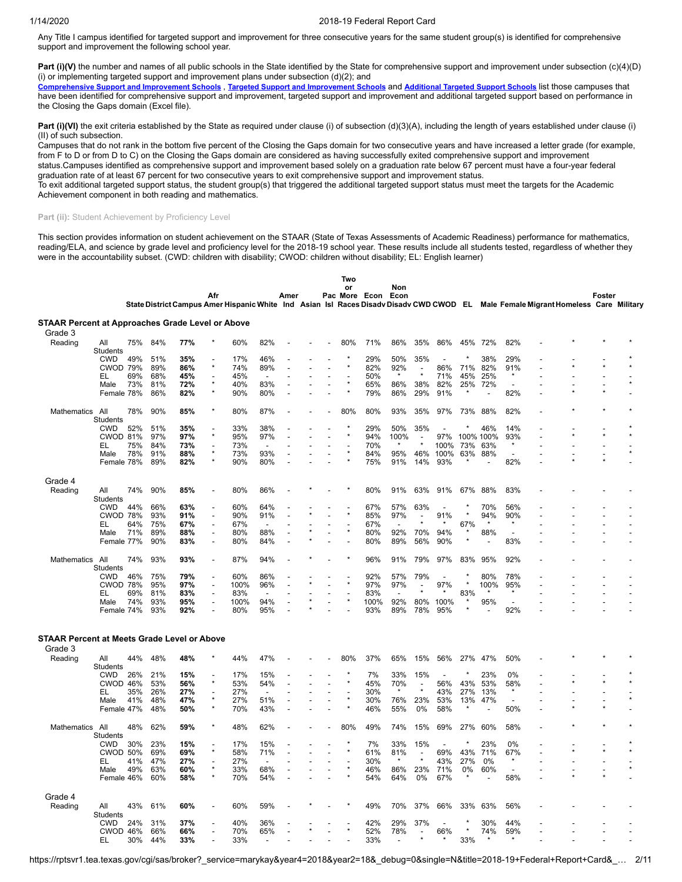Any Title I campus identified for targeted support and improvement for three consecutive years for the same student group(s) is identified for comprehensive support and improvement the following school year.

**Part (i)(V)** the number and names of all public schools in the State identified by the State for comprehensive support and improvement under subsection (c)(4)(D)(i) or implementing targeted support and improvement plans under subsection (d)(2); and
**Comprehensive Support and Improvement Schools** , **Targeted Support and Improvement Schools** and **Additional Targeted Support Schools** list those campuses that have been identified for comprehensive support and improvement, targeted support and improvement and additional targeted support based on performance in the Closing the Gaps domain (Excel file).

**Part (i)(VI)** the exit criteria established by the State as required under clause (i) of subsection (d)(3)(A), including the length of years established under clause (i)(II) of such subsection.
Campuses that do not rank in the bottom five percent of the Closing the Gaps domain for two consecutive years and have increased a letter grade (for example, from F to D or from D to C) on the Closing the Gaps domain are considered as having successfully exited comprehensive support and improvement status.Campuses identified as comprehensive support and improvement based solely on a graduation rate below 67 percent must have a four-year federal graduation rate of at least 67 percent for two consecutive years to exit comprehensive support and improvement status.
To exit additional targeted support status, the student group(s) that triggered the additional targeted support status must meet the targets for the Academic Achievement component in both reading and mathematics.

**Part (ii):** Student Achievement by Proficiency Level

This section provides information on student achievement on the STAAR (State of Texas Assessments of Academic Readiness) performance for mathematics, reading/ELA, and science by grade level and proficiency level for the 2018-19 school year. These results include all students tested, regardless of whether they were in the accountability subset. (CWD: children with disability; CWOD: children without disability; EL: English learner)

| | | State | District | Campus | Afr Amer | Hispanic | White | Amer Ind | Asian | Pac Isl | Two or More Races | Econ Disadv | Non Econ Disadv | CWD | CWOD | EL | Male | Female | Migrant | Homeless | Foster Care | Military |
|---|---|---|---|---|---|---|---|---|---|---|---|---|---|---|---|---|---|---|---|---|---|---|
| **STAAR Percent at Approaches Grade Level or Above** | | | | | | | | | | | | | | | | | | | | | | |
| Grade 3 | | | | | | | | | | | | | | | | | | | | | | |
| Reading | All Students | 75% | 84% | **77%** | * | 60% | 82% | - | - | - | 80% | 71% | 86% | 35% | 86% | 45% | 72% | 82% | - | * | * | * |
| | CWD | 49% | 51% | **35%** | - | 17% | 46% | - | - | - | * | 29% | 50% | 35% | - | * | 38% | 29% | - | - | - | * |
| | CWOD | 79% | 89% | **86%** | * | 74% | 89% | - | - | - | * | 82% | 92% | - | 86% | 71% | 82% | 91% | - | * | * | * |
| | EL | 69% | 68% | **45%** | - | 45% | - | - | - | - | - | 50% | * | * | 71% | 45% | 25% | * | - | - | - | - |
| | Male | 73% | 81% | **72%** | * | 40% | 83% | - | - | - | * | 65% | 86% | 38% | 82% | 25% | 72% | - | - | - | - | * |
| | Female | 78% | 86% | **82%** | * | 90% | 80% | - | - | - | * | 79% | 86% | 29% | 91% | * | - | 82% | - | * | * | - |
| Mathematics | All Students | 78% | 90% | **85%** | * | 80% | 87% | - | - | - | 80% | 80% | 93% | 35% | 97% | 73% | 88% | 82% | - | * | * | * |
| | CWD | 52% | 51% | **35%** | - | 33% | 38% | - | - | - | * | 29% | 50% | 35% | - | * | 46% | 14% | - | - | - | * |
| | CWOD | 81% | 97% | **97%** | * | 95% | 97% | - | - | - | * | 94% | 100% | - | 97% | 100% | 100% | 93% | - | * | * | * |
| | EL | 75% | 84% | **73%** | - | 73% | - | - | - | - | - | 70% | * | * | 100% | 73% | 63% | * | - | - | - | - |
| | Male | 78% | 91% | **88%** | * | 73% | 93% | - | - | - | * | 84% | 95% | 46% | 100% | 63% | 88% | - | - | - | - | * |
| | Female | 78% | 89% | **82%** | * | 90% | 80% | - | - | - | * | 75% | 91% | 14% | 93% | * | - | 82% | - | * | * | - |
| Grade 4 | | | | | | | | | | | | | | | | | | | | | | |
| Reading | All Students | 74% | 90% | **85%** | - | 80% | 86% | - | * | - | * | 80% | 91% | 63% | 91% | 67% | 88% | 83% | - | - | - | - |
| | CWD | 44% | 66% | **63%** | - | 60% | 64% | - | - | - | - | 67% | 57% | 63% | - | * | 70% | 56% | - | - | - | - |
| | CWOD | 78% | 93% | **91%** | - | 90% | 91% | - | * | - | * | 85% | 97% | - | 91% | * | 94% | 90% | - | - | - | - |
| | EL | 64% | 75% | **67%** | - | 67% | - | - | - | - | - | 67% | - | * | * | 67% | * | * | - | - | - | - |
| | Male | 71% | 89% | **88%** | - | 80% | 88% | - | * | - | * | 80% | 92% | 70% | 94% | * | 88% | - | - | - | - | - |
| | Female | 77% | 90% | **83%** | - | 80% | 84% | - | * | - | - | 80% | 89% | 56% | 90% | * | - | 83% | - | - | - | - |
| Mathematics | All Students | 74% | 93% | **93%** | - | 87% | 94% | - | * | - | * | 96% | 91% | 79% | 97% | 83% | 95% | 92% | - | - | - | - |
| | CWD | 46% | 75% | **79%** | - | 60% | 86% | - | - | - | - | 92% | 57% | 79% | - | * | 80% | 78% | - | - | - | - |
| | CWOD | 78% | 95% | **97%** | - | 100% | 96% | - | * | - | * | 97% | 97% | - | 97% | * | 100% | 95% | - | - | - | - |
| | EL | 69% | 81% | **83%** | - | 83% | - | - | - | - | - | 83% | - | * | * | 83% | * | * | - | - | - | - |
| | Male | 74% | 93% | **95%** | - | 100% | 94% | - | * | - | * | 100% | 92% | 80% | 100% | * | 95% | - | - | - | - | - |
| | Female | 74% | 93% | **92%** | - | 80% | 95% | - | * | - | - | 93% | 89% | 78% | 95% | * | - | 92% | - | - | - | - |
| **STAAR Percent at Meets Grade Level or Above** | | | | | | | | | | | | | | | | | | | | | | |
| Grade 3 | | | | | | | | | | | | | | | | | | | | | | |
| Reading | All Students | 44% | 48% | **48%** | * | 44% | 47% | - | - | - | 80% | 37% | 65% | 15% | 56% | 27% | 47% | 50% | - | * | * | * |
| | CWD | 26% | 21% | **15%** | - | 17% | 15% | - | - | - | * | 7% | 33% | 15% | - | * | 23% | 0% | - | - | - | * |
| | CWOD | 46% | 53% | **56%** | * | 53% | 54% | - | - | - | * | 45% | 70% | - | 56% | 43% | 53% | 58% | - | * | * | * |
| | EL | 35% | 26% | **27%** | - | 27% | - | - | - | - | - | 30% | * | * | 43% | 27% | 13% | * | - | - | - | - |
| | Male | 41% | 48% | **47%** | * | 27% | 51% | - | - | - | * | 30% | 76% | 23% | 53% | 13% | 47% | - | - | - | - | * |
| | Female | 47% | 48% | **50%** | * | 70% | 43% | - | - | - | * | 46% | 55% | 0% | 58% | * | - | 50% | - | * | * | - |
| Mathematics | All Students | 48% | 62% | **59%** | * | 48% | 62% | - | - | - | 80% | 49% | 74% | 15% | 69% | 27% | 60% | 58% | - | * | * | * |
| | CWD | 30% | 23% | **15%** | - | 17% | 15% | - | - | - | * | 7% | 33% | 15% | - | * | 23% | 0% | - | - | - | * |
| | CWOD | 50% | 69% | **69%** | * | 58% | 71% | - | - | - | * | 61% | 81% | - | 69% | 43% | 71% | 67% | - | * | * | * |
| | EL | 41% | 47% | **27%** | - | 27% | - | - | - | - | - | 30% | * | * | 43% | 27% | 0% | * | - | - | - | - |
| | Male | 49% | 63% | **60%** | * | 33% | 68% | - | - | - | * | 46% | 86% | 23% | 71% | 0% | 60% | - | - | - | - | * |
| | Female | 46% | 60% | **58%** | * | 70% | 54% | - | - | - | * | 54% | 64% | 0% | 67% | * | - | 58% | - | * | * | - |
| Grade 4 | | | | | | | | | | | | | | | | | | | | | | |
| Reading | All Students | 43% | 61% | **60%** | - | 60% | 59% | - | * | - | * | 49% | 70% | 37% | 66% | 33% | 63% | 56% | - | - | - | - |
| | CWD | 24% | 31% | **37%** | - | 40% | 36% | - | - | - | - | 42% | 29% | 37% | - | * | 30% | 44% | - | - | - | - |
| | CWOD | 46% | 66% | **66%** | - | 70% | 65% | - | * | - | * | 52% | 78% | - | 66% | * | 74% | 59% | - | - | - | - |
| | EL | 30% | 44% | **33%** | - | 33% | - | - | - | - | - | 33% | - | * | * | 33% | * | * | - | - | - | - |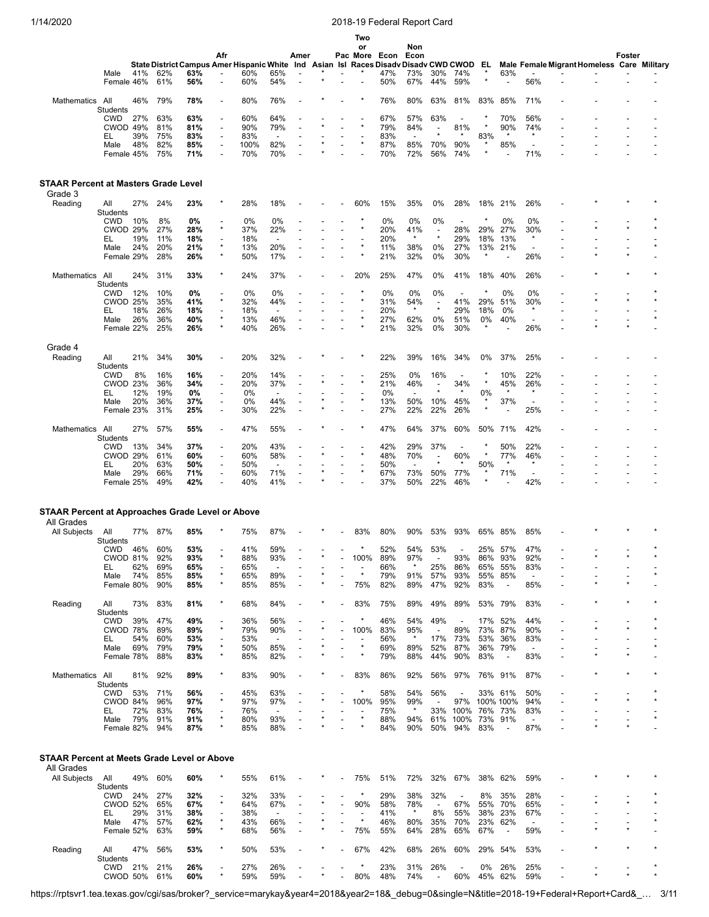| | | State | District | Campus | Afr Amer | Hispanic | White | Amer Ind | Asian | Pac Isl | Two or More Races | Econ Disadv | Non Econ Disadv | CWD | CWOD | EL | Male | Female | Migrant | Homeless | Foster Care | Military |
|---|---|---|---|---|---|---|---|---|---|---|---|---|---|---|---|---|---|---|---|---|---|---|
| | Male | 41% | 62% | **63%** | - | 60% | 65% | - | * | - | * | 47% | 73% | 30% | 74% | * | 63% | - | - | - | - | - |
| | Female | 46% | 61% | **56%** | - | 60% | 54% | - | * | - | - | 50% | 67% | 44% | 59% | * | - | 56% | - | - | - | - |
| Mathematics | All Students | 46% | 79% | **78%** | - | 80% | 76% | - | * | - | * | 76% | 80% | 63% | 81% | 83% | 85% | 71% | - | - | - | - |
| | CWD | 27% | 63% | **63%** | - | 60% | 64% | - | - | - | - | 67% | 57% | 63% | - | * | 70% | 56% | - | - | - | - |
| | CWOD | 49% | 81% | **81%** | - | 90% | 79% | - | * | - | * | 79% | 84% | - | 81% | * | 90% | 74% | - | - | - | - |
| | EL | 39% | 75% | **83%** | - | 83% | - | - | - | - | - | 83% | - | * | * | 83% | * | * | - | - | - | - |
| | Male | 48% | 82% | **85%** | - | 100% | 82% | - | * | - | * | 87% | 85% | 70% | 90% | * | 85% | - | - | - | - | - |
| | Female | 45% | 75% | **71%** | - | 70% | 70% | - | * | - | - | 70% | 72% | 56% | 74% | * | - | 71% | - | - | - | - |

## STAAR Percent at Masters Grade Level

### Grade 3

| | | State | District | Campus | Afr Amer | Hispanic | White | Amer Ind | Asian | Pac Isl | Two or More Races | Econ Disadv | Non Econ Disadv | CWD | CWOD | EL | Male | Female | Migrant | Homeless | Foster Care | Military |
|---|---|---|---|---|---|---|---|---|---|---|---|---|---|---|---|---|---|---|---|---|---|---|
| Reading | All Students | 27% | 24% | **23%** | * | 28% | 18% | - | - | - | 60% | 15% | 35% | 0% | 28% | 18% | 21% | 26% | - | * | * | * |
| | CWD | 10% | 8% | **0%** | - | 0% | 0% | - | - | - | * | 0% | 0% | 0% | - | * | 0% | 0% | - | - | - | * |
| | CWOD | 29% | 27% | **28%** | * | 37% | 22% | - | - | - | * | 20% | 41% | - | 28% | 29% | 27% | 30% | - | * | * | * |
| | EL | 19% | 11% | **18%** | - | 18% | - | - | - | - | - | 20% | * | * | 29% | 18% | 13% | * | - | - | - | - |
| | Male | 24% | 20% | **21%** | * | 13% | 20% | - | - | - | * | 11% | 38% | 0% | 27% | 13% | 21% | - | - | - | - | * |
| | Female | 29% | 28% | **26%** | * | 50% | 17% | - | - | - | * | 21% | 32% | 0% | 30% | * | - | 26% | - | * | * | - |
| Mathematics | All Students | 24% | 31% | **33%** | * | 24% | 37% | - | - | - | 20% | 25% | 47% | 0% | 41% | 18% | 40% | 26% | - | * | * | * |
| | CWD | 12% | 10% | **0%** | - | 0% | 0% | - | - | - | * | 0% | 0% | 0% | - | * | 0% | 0% | - | - | - | * |
| | CWOD | 25% | 35% | **41%** | * | 32% | 44% | - | - | - | * | 31% | 54% | - | 41% | 29% | 51% | 30% | - | * | * | * |
| | EL | 18% | 26% | **18%** | - | 18% | - | - | - | - | - | 20% | * | * | 29% | 18% | 0% | * | - | - | - | - |
| | Male | 26% | 36% | **40%** | * | 13% | 46% | - | - | - | * | 27% | 62% | 0% | 51% | 0% | 40% | - | - | - | - | * |
| | Female | 22% | 25% | **26%** | * | 40% | 26% | - | - | - | * | 21% | 32% | 0% | 30% | * | - | 26% | - | * | * | - |

### Grade 4

| | | State | District | Campus | Afr Amer | Hispanic | White | Amer Ind | Asian | Pac Isl | Two or More Races | Econ Disadv | Non Econ Disadv | CWD | CWOD | EL | Male | Female | Migrant | Homeless | Foster Care | Military |
|---|---|---|---|---|---|---|---|---|---|---|---|---|---|---|---|---|---|---|---|---|---|---|
| Reading | All Students | 21% | 34% | **30%** | - | 20% | 32% | - | * | - | * | 22% | 39% | 16% | 34% | 0% | 37% | 25% | - | - | - | - |
| | CWD | 8% | 16% | **16%** | - | 20% | 14% | - | - | - | - | 25% | 0% | 16% | - | * | 10% | 22% | - | - | - | - |
| | CWOD | 23% | 36% | **34%** | - | 20% | 37% | - | * | - | * | 21% | 46% | - | 34% | * | 45% | 26% | - | - | - | - |
| | EL | 12% | 19% | **0%** | - | 0% | - | - | - | - | - | 0% | - | * | * | 0% | * | * | - | - | - | - |
| | Male | 20% | 36% | **37%** | - | 0% | 44% | - | * | - | * | 13% | 50% | 10% | 45% | * | 37% | - | - | - | - | - |
| | Female | 23% | 31% | **25%** | - | 30% | 22% | - | * | - | - | 27% | 22% | 22% | 26% | * | - | 25% | - | - | - | - |
| Mathematics | All Students | 27% | 57% | **55%** | - | 47% | 55% | - | * | - | * | 47% | 64% | 37% | 60% | 50% | 71% | 42% | - | - | - | - |
| | CWD | 13% | 34% | **37%** | - | 20% | 43% | - | - | - | - | 42% | 29% | 37% | - | * | 50% | 22% | - | - | - | - |
| | CWOD | 29% | 61% | **60%** | - | 60% | 58% | - | * | - | * | 48% | 70% | - | 60% | * | 77% | 46% | - | - | - | - |
| | EL | 20% | 63% | **50%** | - | 50% | - | - | - | - | - | 50% | - | * | * | 50% | * | * | - | - | - | - |
| | Male | 29% | 66% | **71%** | - | 60% | 71% | - | * | - | * | 67% | 73% | 50% | 77% | * | 71% | - | - | - | - | - |
| | Female | 25% | 49% | **42%** | - | 40% | 41% | - | * | - | - | 37% | 50% | 22% | 46% | * | - | 42% | - | - | - | - |

## STAAR Percent at Approaches Grade Level or Above

### All Grades

| | | State | District | Campus | Afr Amer | Hispanic | White | Amer Ind | Asian | Pac Isl | Two or More Races | Econ Disadv | Non Econ Disadv | CWD | CWOD | EL | Male | Female | Migrant | Homeless | Foster Care | Military |
|---|---|---|---|---|---|---|---|---|---|---|---|---|---|---|---|---|---|---|---|---|---|---|
| All Subjects | All Students | 77% | 87% | **85%** | * | 75% | 87% | - | * | - | 83% | 80% | 90% | 53% | 93% | 65% | 85% | 85% | - | * | * | * |
| | CWD | 46% | 60% | **53%** | - | 41% | 59% | - | - | - | * | 52% | 54% | 53% | - | 25% | 57% | 47% | - | - | - | * |
| | CWOD | 81% | 92% | **93%** | * | 88% | 93% | - | * | - | 100% | 89% | 97% | - | 93% | 86% | 93% | 92% | - | * | * | * |
| | EL | 62% | 69% | **65%** | - | 65% | - | - | - | - | - | 66% | * | 25% | 86% | 65% | 55% | 83% | - | - | - | - |
| | Male | 74% | 85% | **85%** | * | 65% | 89% | - | * | - | * | 79% | 91% | 57% | 93% | 55% | 85% | - | - | - | - | * |
| | Female | 80% | 90% | **85%** | * | 85% | 85% | - | * | - | 75% | 82% | 89% | 47% | 92% | 83% | - | 85% | - | * | * | - |
| Reading | All Students | 73% | 83% | **81%** | * | 68% | 84% | - | * | - | 83% | 75% | 89% | 49% | 89% | 53% | 79% | 83% | - | * | * | * |
| | CWD | 39% | 47% | **49%** | - | 36% | 56% | - | - | - | * | 46% | 54% | 49% | - | 17% | 52% | 44% | - | - | - | * |
| | CWOD | 78% | 89% | **89%** | * | 79% | 90% | - | * | - | 100% | 83% | 95% | - | 89% | 73% | 87% | 90% | - | * | * | * |
| | EL | 54% | 60% | **53%** | - | 53% | - | - | - | - | - | 56% | * | 17% | 73% | 53% | 36% | 83% | - | - | - | - |
| | Male | 69% | 79% | **79%** | * | 50% | 85% | - | * | - | * | 69% | 89% | 52% | 87% | 36% | 79% | - | - | - | - | * |
| | Female | 78% | 88% | **83%** | * | 85% | 82% | - | * | - | * | 79% | 88% | 44% | 90% | 83% | - | 83% | - | * | * | - |
| Mathematics | All Students | 81% | 92% | **89%** | * | 83% | 90% | - | * | - | 83% | 86% | 92% | 56% | 97% | 76% | 91% | 87% | - | * | * | * |
| | CWD | 53% | 71% | **56%** | - | 45% | 63% | - | - | - | * | 58% | 54% | 56% | - | 33% | 61% | 50% | - | - | - | * |
| | CWOD | 84% | 96% | **97%** | * | 97% | 97% | - | * | - | 100% | 95% | 99% | - | 97% | 100% | 100% | 94% | - | * | * | * |
| | EL | 72% | 83% | **76%** | - | 76% | - | - | - | - | - | 75% | * | 33% | 100% | 76% | 73% | 83% | - | - | - | - |
| | Male | 79% | 91% | **91%** | * | 80% | 93% | - | * | - | * | 88% | 94% | 61% | 100% | 73% | 91% | - | - | - | - | * |
| | Female | 82% | 94% | **87%** | * | 85% | 88% | - | * | - | * | 84% | 90% | 50% | 94% | 83% | - | 87% | - | * | * | - |

## STAAR Percent at Meets Grade Level or Above

### All Grades

| | | State | District | Campus | Afr Amer | Hispanic | White | Amer Ind | Asian | Pac Isl | Two or More Races | Econ Disadv | Non Econ Disadv | CWD | CWOD | EL | Male | Female | Migrant | Homeless | Foster Care | Military |
|---|---|---|---|---|---|---|---|---|---|---|---|---|---|---|---|---|---|---|---|---|---|---|
| All Subjects | All Students | 49% | 60% | **60%** | * | 55% | 61% | - | * | - | 75% | 51% | 72% | 32% | 67% | 38% | 62% | 59% | - | * | * | * |
| | CWD | 24% | 27% | **32%** | - | 32% | 33% | - | - | - | * | 29% | 38% | 32% | - | 8% | 35% | 28% | - | - | - | * |
| | CWOD | 52% | 65% | **67%** | * | 64% | 67% | - | * | - | 90% | 58% | 78% | - | 67% | 55% | 70% | 65% | - | * | * | * |
| | EL | 29% | 31% | **38%** | - | 38% | - | - | - | - | - | 41% | * | 8% | 55% | 38% | 23% | 67% | - | - | - | - |
| | Male | 47% | 57% | **62%** | * | 43% | 66% | - | * | - | * | 46% | 80% | 35% | 70% | 23% | 62% | - | - | - | - | * |
| | Female | 52% | 63% | **59%** | * | 68% | 56% | - | * | - | 75% | 55% | 64% | 28% | 65% | 67% | - | 59% | - | * | * | - |
| Reading | All Students | 47% | 56% | **53%** | * | 50% | 53% | - | * | - | 67% | 42% | 68% | 26% | 60% | 29% | 54% | 53% | - | * | * | * |
| | CWD | 21% | 21% | **26%** | - | 27% | 26% | - | - | - | * | 23% | 31% | 26% | - | 0% | 26% | 25% | - | - | - | * |
| | CWOD | 50% | 61% | **60%** | * | 59% | 59% | - | * | - | 80% | 48% | 74% | - | 60% | 45% | 62% | 59% | - | * | * | * |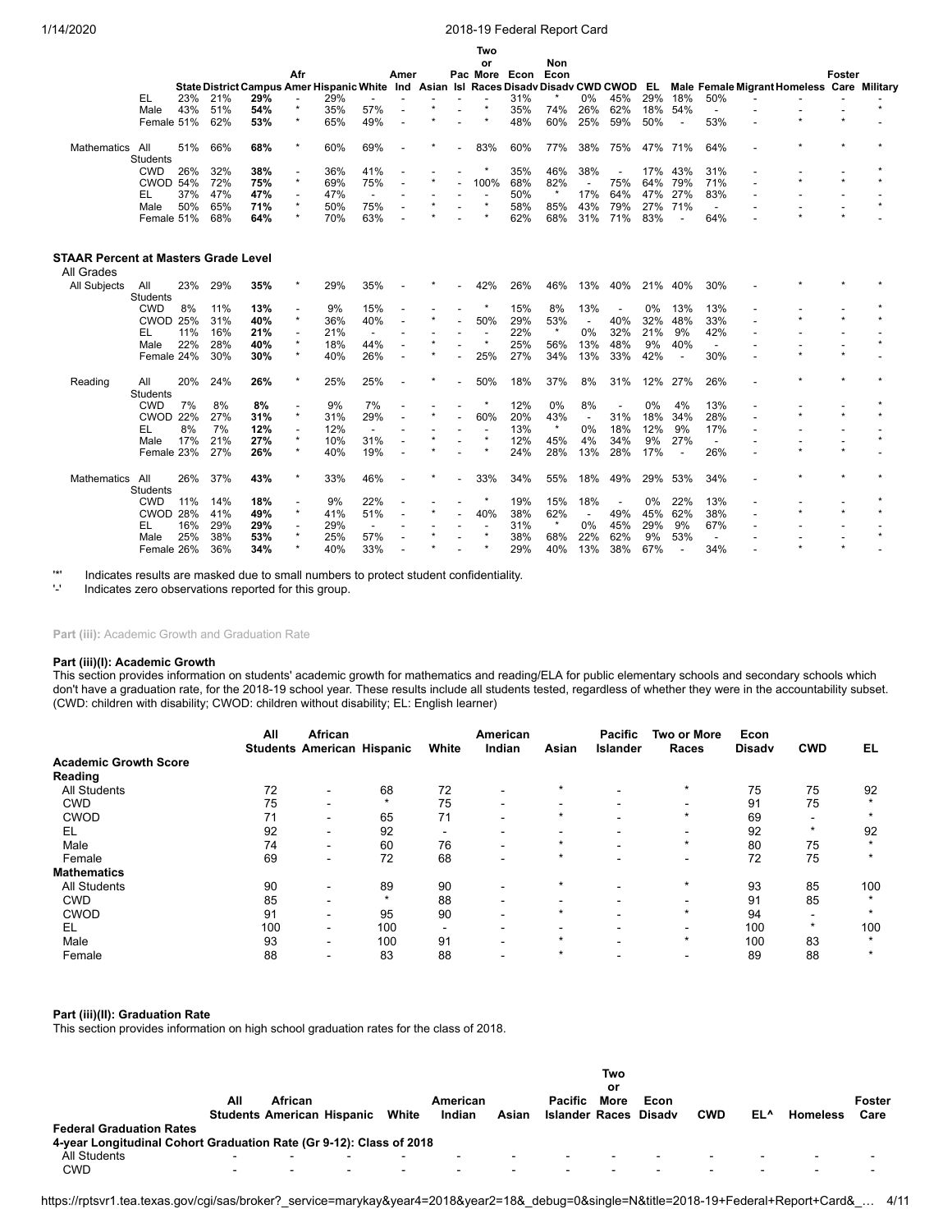| | | State | District | Campus | Afr Amer | Hispanic | White | Amer Ind | Asian | Pac Isl | Two or More Races | Econ Disadv | Non Econ Disadv | CWD | CWOD | EL | Male | Female | Migrant | Homeless | Foster Care | Military |
|---|---|---|---|---|---|---|---|---|---|---|---|---|---|---|---|---|---|---|---|---|---|---|
| | EL | 23% | 21% | **29%** | - | 29% | - | - | - | - | - | 31% | * | 0% | 45% | 29% | 18% | 50% | - | - | - | - |
| | Male | 43% | 51% | **54%** | * | 35% | 57% | - | * | - | * | 35% | 74% | 26% | 62% | 18% | 54% | - | - | - | - | * |
| | Female | 51% | 62% | **53%** | * | 65% | 49% | - | * | - | * | 48% | 60% | 25% | 59% | 50% | - | 53% | - | * | * | - |
| Mathematics | All Students | 51% | 66% | **68%** | * | 60% | 69% | - | * | - | 83% | 60% | 77% | 38% | 75% | 47% | 71% | 64% | - | * | * | * |
| | CWD | 26% | 32% | **38%** | - | 36% | 41% | - | - | - | * | 35% | 46% | 38% | - | 17% | 43% | 31% | - | - | - | * |
| | CWOD | 54% | 72% | **75%** | * | 69% | 75% | - | * | - | 100% | 68% | 82% | - | 75% | 64% | 79% | 71% | - | * | * | * |
| | EL | 37% | 47% | **47%** | - | 47% | - | - | - | - | - | 50% | * | 17% | 64% | 47% | 27% | 83% | - | - | - | - |
| | Male | 50% | 65% | **71%** | * | 50% | 75% | - | * | - | * | 58% | 85% | 43% | 79% | 27% | 71% | - | - | - | - | * |
| | Female | 51% | 68% | **64%** | * | 70% | 63% | - | * | - | * | 62% | 68% | 31% | 71% | 83% | - | 64% | - | * | * | - |

**STAAR Percent at Masters Grade Level**

All Grades

| | | State | District | Campus | Afr Amer | Hispanic | White | Amer Ind | Asian | Pac Isl | Two or More Races | Econ Disadv | Non Econ Disadv | CWD | CWOD | EL | Male | Female | Migrant | Homeless | Foster Care | Military |
|---|---|---|---|---|---|---|---|---|---|---|---|---|---|---|---|---|---|---|---|---|---|---|
| All Subjects | All Students | 23% | 29% | **35%** | * | 29% | 35% | - | * | - | 42% | 26% | 46% | 13% | 40% | 21% | 40% | 30% | - | * | * | * |
| | CWD | 8% | 11% | **13%** | - | 9% | 15% | - | - | - | * | 15% | 8% | 13% | - | 0% | 13% | 13% | - | - | - | * |
| | CWOD | 25% | 31% | **40%** | * | 36% | 40% | - | * | - | 50% | 29% | 53% | - | 40% | 32% | 48% | 33% | - | * | * | * |
| | EL | 11% | 16% | **21%** | - | 21% | - | - | - | - | - | 22% | * | 0% | 32% | 21% | 9% | 42% | - | - | - | - |
| | Male | 22% | 28% | **40%** | * | 18% | 44% | - | * | - | * | 25% | 56% | 13% | 48% | 9% | 40% | - | - | - | - | * |
| | Female | 24% | 30% | **30%** | * | 40% | 26% | - | * | - | 25% | 27% | 34% | 13% | 33% | 42% | - | 30% | - | * | * | - |
| Reading | All Students | 20% | 24% | **26%** | * | 25% | 25% | - | * | - | 50% | 18% | 37% | 8% | 31% | 12% | 27% | 26% | - | * | * | * |
| | CWD | 7% | 8% | **8%** | - | 9% | 7% | - | - | - | * | 12% | 0% | 8% | - | 0% | 4% | 13% | - | - | - | * |
| | CWOD | 22% | 27% | **31%** | * | 31% | 29% | - | * | - | 60% | 20% | 43% | - | 31% | 18% | 34% | 28% | - | * | * | * |
| | EL | 8% | 7% | **12%** | - | 12% | - | - | - | - | - | 13% | * | 0% | 18% | 12% | 9% | 17% | - | - | - | - |
| | Male | 17% | 21% | **27%** | * | 10% | 31% | - | * | - | * | 12% | 45% | 4% | 34% | 9% | 27% | - | - | - | - | * |
| | Female | 23% | 27% | **26%** | * | 40% | 19% | - | * | - | * | 24% | 28% | 13% | 28% | 17% | - | 26% | - | * | * | - |
| Mathematics | All Students | 26% | 37% | **43%** | * | 33% | 46% | - | * | - | 33% | 34% | 55% | 18% | 49% | 29% | 53% | 34% | - | * | * | * |
| | CWD | 11% | 14% | **18%** | - | 9% | 22% | - | - | - | * | 19% | 15% | 18% | - | 0% | 22% | 13% | - | - | - | * |
| | CWOD | 28% | 41% | **49%** | * | 41% | 51% | - | * | - | 40% | 38% | 62% | - | 49% | 45% | 62% | 38% | - | * | * | * |
| | EL | 16% | 29% | **29%** | - | 29% | - | - | - | - | - | 31% | * | 0% | 45% | 29% | 9% | 67% | - | - | - | - |
| | Male | 25% | 38% | **53%** | * | 25% | 57% | - | * | - | * | 38% | 68% | 22% | 62% | 9% | 53% | - | - | - | - | * |
| | Female | 26% | 36% | **34%** | * | 40% | 33% | - | * | - | * | 29% | 40% | 13% | 38% | 67% | - | 34% | - | * | * | - |

'*' Indicates results are masked due to small numbers to protect student confidentiality.
'-' Indicates zero observations reported for this group.

**Part (iii):** Academic Growth and Graduation Rate

**Part (iii)(I): Academic Growth**

This section provides information on students' academic growth for mathematics and reading/ELA for public elementary schools and secondary schools which don't have a graduation rate, for the 2018-19 school year. These results include all students tested, regardless of whether they were in the accountability subset. (CWD: children with disability; CWOD: children without disability; EL: English learner)

| | All Students | African American | Hispanic | White | American Indian | Asian | Pacific Islander | Two or More Races | Econ Disadv | CWD | EL |
|---|---|---|---|---|---|---|---|---|---|---|---|
| **Academic Growth Score** | | | | | | | | | | | |
| **Reading** | | | | | | | | | | | |
| All Students | 72 | - | 68 | 72 | - | * | - | * | 75 | 75 | 92 |
| CWD | 75 | - | * | 75 | - | - | - | - | 91 | 75 | * |
| CWOD | 71 | - | 65 | 71 | - | * | - | * | 69 | - | * |
| EL | 92 | - | 92 | - | - | - | - | - | 92 | * | 92 |
| Male | 74 | - | 60 | 76 | - | * | - | * | 80 | 75 | * |
| Female | 69 | - | 72 | 68 | - | * | - | - | 72 | 75 | * |
| **Mathematics** | | | | | | | | | | | |
| All Students | 90 | - | 89 | 90 | - | * | - | * | 93 | 85 | 100 |
| CWD | 85 | - | * | 88 | - | - | - | - | 91 | 85 | * |
| CWOD | 91 | - | 95 | 90 | - | * | - | * | 94 | - | * |
| EL | 100 | - | 100 | - | - | - | - | - | 100 | * | 100 |
| Male | 93 | - | 100 | 91 | - | * | - | * | 100 | 83 | * |
| Female | 88 | - | 83 | 88 | - | * | - | - | 89 | 88 | * |

**Part (iii)(II): Graduation Rate**

This section provides information on high school graduation rates for the class of 2018.

| | All Students | African American | Hispanic | White | American Indian | Asian | Pacific Islander | Two or More Races | Econ Disadv | CWD | EL^ | Homeless | Foster Care |
|---|---|---|---|---|---|---|---|---|---|---|---|---|---|
| **Federal Graduation Rates** | | | | | | | | | | | | | |
| **4-year Longitudinal Cohort Graduation Rate (Gr 9-12): Class of 2018** | | | | | | | | | | | | | |
| All Students | - | - | - | - | - | - | - | - | - | - | - | - | - |
| CWD | - | - | - | - | - | - | - | - | - | - | - | - | - |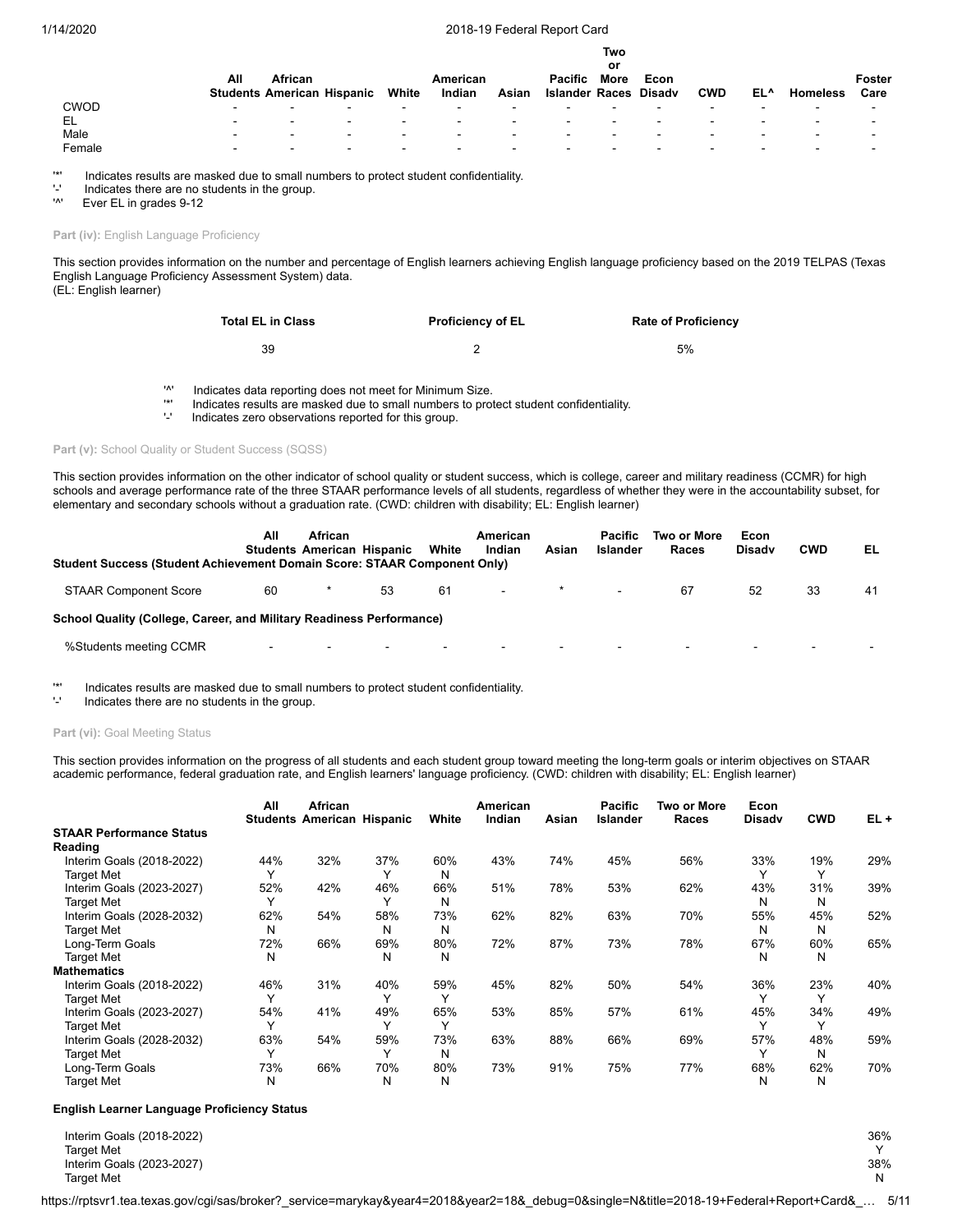| | All Students | African American | Hispanic | White | American Indian | Asian | Pacific Islander | Two or More Races | Econ Disadv | CWD | EL^ | Homeless | Foster Care |
|---|---|---|---|---|---|---|---|---|---|---|---|---|---|
| CWOD | - | - | - | - | - | - | - | - | - | - | - | - | - |
| EL | - | - | - | - | - | - | - | - | - | - | - | - | - |
| Male | - | - | - | - | - | - | - | - | - | - | - | - | - |
| Female | - | - | - | - | - | - | - | - | - | - | - | - | - |

'*' Indicates results are masked due to small numbers to protect student confidentiality.
'-' Indicates there are no students in the group.
'^' Ever EL in grades 9-12

**Part (iv):** English Language Proficiency

This section provides information on the number and percentage of English learners achieving English language proficiency based on the 2019 TELPAS (Texas English Language Proficiency Assessment System) data.
(EL: English learner)

| Total EL in Class | Proficiency of EL | Rate of Proficiency |
|---|---|---|
| 39 | 2 | 5% |

'^' Indicates data reporting does not meet for Minimum Size.
'*' Indicates results are masked due to small numbers to protect student confidentiality.
'-' Indicates zero observations reported for this group.

**Part (v):** School Quality or Student Success (SQSS)

This section provides information on the other indicator of school quality or student success, which is college, career and military readiness (CCMR) for high schools and average performance rate of the three STAAR performance levels of all students, regardless of whether they were in the accountability subset, for elementary and secondary schools without a graduation rate. (CWD: children with disability; EL: English learner)

| | All Students | African American | Hispanic | White | American Indian | Asian | Pacific Islander | Two or More Races | Econ Disadv | CWD | EL |
|---|---|---|---|---|---|---|---|---|---|---|---|
| **Student Success (Student Achievement Domain Score: STAAR Component Only)** | | | | | | | | | | | |
| STAAR Component Score | 60 | * | 53 | 61 | - | * | - | 67 | 52 | 33 | 41 |
| **School Quality (College, Career, and Military Readiness Performance)** | | | | | | | | | | | |
| %Students meeting CCMR | - | - | - | - | - | - | - | - | - | - | - |

'*' Indicates results are masked due to small numbers to protect student confidentiality.
'-' Indicates there are no students in the group.

**Part (vi):** Goal Meeting Status

This section provides information on the progress of all students and each student group toward meeting the long-term goals or interim objectives on STAAR academic performance, federal graduation rate, and English learners' language proficiency. (CWD: children with disability; EL: English learner)

| | All Students | African American | Hispanic | White | American Indian | Asian | Pacific Islander | Two or More Races | Econ Disadv | CWD | EL + |
|---|---|---|---|---|---|---|---|---|---|---|---|
| **STAAR Performance Status** | | | | | | | | | | | |
| **Reading** | | | | | | | | | | | |
| Interim Goals (2018-2022) | 44% | 32% | 37% | 60% | 43% | 74% | 45% | 56% | 33% | 19% | 29% |
| Target Met | Y | | Y | N | | | | | Y | Y | |
| Interim Goals (2023-2027) | 52% | 42% | 46% | 66% | 51% | 78% | 53% | 62% | 43% | 31% | 39% |
| Target Met | Y | | Y | N | | | | | N | N | |
| Interim Goals (2028-2032) | 62% | 54% | 58% | 73% | 62% | 82% | 63% | 70% | 55% | 45% | 52% |
| Target Met | N | | N | N | | | | | N | N | |
| Long-Term Goals | 72% | 66% | 69% | 80% | 72% | 87% | 73% | 78% | 67% | 60% | 65% |
| Target Met | N | | N | N | | | | | N | N | |
| **Mathematics** | | | | | | | | | | | |
| Interim Goals (2018-2022) | 46% | 31% | 40% | 59% | 45% | 82% | 50% | 54% | 36% | 23% | 40% |
| Target Met | Y | | Y | Y | | | | | Y | Y | |
| Interim Goals (2023-2027) | 54% | 41% | 49% | 65% | 53% | 85% | 57% | 61% | 45% | 34% | 49% |
| Target Met | Y | | Y | Y | | | | | Y | Y | |
| Interim Goals (2028-2032) | 63% | 54% | 59% | 73% | 63% | 88% | 66% | 69% | 57% | 48% | 59% |
| Target Met | Y | | Y | N | | | | | Y | N | |
| Long-Term Goals | 73% | 66% | 70% | 80% | 73% | 91% | 75% | 77% | 68% | 62% | 70% |
| Target Met | N | | N | N | | | | | N | N | |
| **English Learner Language Proficiency Status** | | | | | | | | | | | |
| Interim Goals (2018-2022) | | | | | | | | | | | 36% |
| Target Met | | | | | | | | | | | Y |
| Interim Goals (2023-2027) | | | | | | | | | | | 38% |
| Target Met | | | | | | | | | | | N |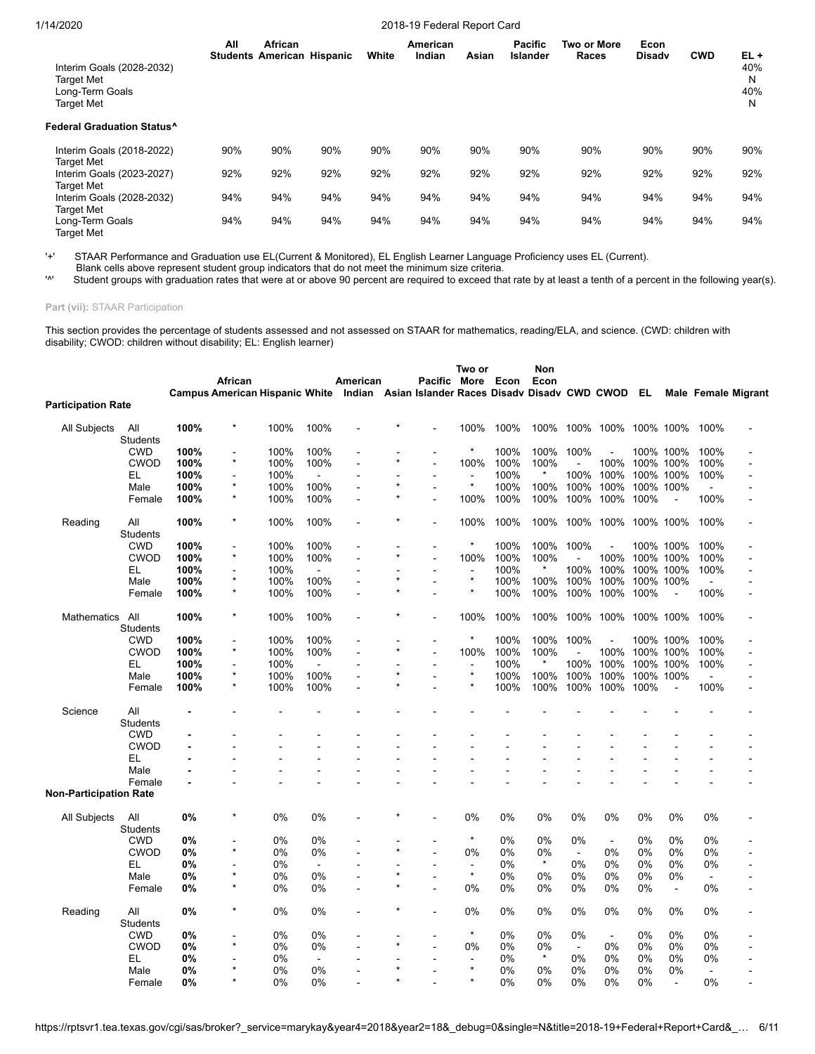| | All Students | African American | Hispanic | White | American Indian | Asian | Pacific Islander | Two or More Races | Econ Disadv | CWD | EL + |
|---|---|---|---|---|---|---|---|---|---|---|---|
| Interim Goals (2028-2032) | | | | | | | | | | | 40% |
| Target Met | | | | | | | | | | | N |
| Long-Term Goals | | | | | | | | | | | 40% |
| Target Met | | | | | | | | | | | N |
| **Federal Graduation Status^** | | | | | | | | | | | |
| Interim Goals (2018-2022) | 90% | 90% | 90% | 90% | 90% | 90% | 90% | 90% | 90% | 90% | 90% |
| Target Met | | | | | | | | | | | |
| Interim Goals (2023-2027) | 92% | 92% | 92% | 92% | 92% | 92% | 92% | 92% | 92% | 92% | 92% |
| Target Met | | | | | | | | | | | |
| Interim Goals (2028-2032) | 94% | 94% | 94% | 94% | 94% | 94% | 94% | 94% | 94% | 94% | 94% |
| Target Met | | | | | | | | | | | |
| Long-Term Goals | 94% | 94% | 94% | 94% | 94% | 94% | 94% | 94% | 94% | 94% | 94% |
| Target Met | | | | | | | | | | | |

'+' STAAR Performance and Graduation use EL(Current & Monitored), EL English Learner Language Proficiency uses EL (Current).
Blank cells above represent student group indicators that do not meet the minimum size criteria.
'^' Student groups with graduation rates that were at or above 90 percent are required to exceed that rate by at least a tenth of a percent in the following year(s).

**Part (vii):** STAAR Participation

This section provides the percentage of students assessed and not assessed on STAAR for mathematics, reading/ELA, and science. (CWD: children with disability; CWOD: children without disability; EL: English learner)

| | | Campus | African American | Hispanic | White | American Indian | Asian | Pacific Islander | Two or More Races | Econ Disadv | Non Econ Disadv | CWD | CWOD | EL | Male | Female | Migrant |
|---|---|---|---|---|---|---|---|---|---|---|---|---|---|---|---|---|---|
| **Participation Rate** | | | | | | | | | | | | | | | | | |
| All Subjects | All Students | **100%** | * | 100% | 100% | - | * | - | 100% | 100% | 100% | 100% | 100% | 100% | 100% | 100% | - |
| | CWD | **100%** | - | 100% | 100% | - | - | - | * | 100% | 100% | 100% | - | 100% | 100% | 100% | - |
| | CWOD | **100%** | * | 100% | 100% | - | * | - | 100% | 100% | 100% | - | 100% | 100% | 100% | 100% | - |
| | EL | **100%** | - | 100% | - | - | - | - | - | 100% | * | 100% | 100% | 100% | 100% | 100% | - |
| | Male | **100%** | * | 100% | 100% | - | * | - | * | 100% | 100% | 100% | 100% | 100% | 100% | - | - |
| | Female | **100%** | * | 100% | 100% | - | * | - | 100% | 100% | 100% | 100% | 100% | 100% | - | 100% | - |
| Reading | All Students | **100%** | * | 100% | 100% | - | * | - | 100% | 100% | 100% | 100% | 100% | 100% | 100% | 100% | - |
| | CWD | **100%** | - | 100% | 100% | - | - | - | * | 100% | 100% | 100% | - | 100% | 100% | 100% | - |
| | CWOD | **100%** | * | 100% | 100% | - | * | - | 100% | 100% | 100% | - | 100% | 100% | 100% | 100% | - |
| | EL | **100%** | - | 100% | - | - | - | - | - | 100% | * | 100% | 100% | 100% | 100% | 100% | - |
| | Male | **100%** | * | 100% | 100% | - | * | - | * | 100% | 100% | 100% | 100% | 100% | 100% | - | - |
| | Female | **100%** | * | 100% | 100% | - | * | - | * | 100% | 100% | 100% | 100% | 100% | - | 100% | - |
| Mathematics | All Students | **100%** | * | 100% | 100% | - | * | - | 100% | 100% | 100% | 100% | 100% | 100% | 100% | 100% | - |
| | CWD | **100%** | - | 100% | 100% | - | - | - | * | 100% | 100% | 100% | - | 100% | 100% | 100% | - |
| | CWOD | **100%** | * | 100% | 100% | - | * | - | 100% | 100% | 100% | - | 100% | 100% | 100% | 100% | - |
| | EL | **100%** | - | 100% | - | - | - | - | - | 100% | * | 100% | 100% | 100% | 100% | 100% | - |
| | Male | **100%** | * | 100% | 100% | - | * | - | * | 100% | 100% | 100% | 100% | 100% | 100% | - | - |
| | Female | **100%** | * | 100% | 100% | - | * | - | * | 100% | 100% | 100% | 100% | 100% | - | 100% | - |
| Science | All Students | **-** | - | - | - | - | - | - | - | - | - | - | - | - | - | - | - |
| | CWD | **-** | - | - | - | - | - | - | - | - | - | - | - | - | - | - | - |
| | CWOD | **-** | - | - | - | - | - | - | - | - | - | - | - | - | - | - | - |
| | EL | **-** | - | - | - | - | - | - | - | - | - | - | - | - | - | - | - |
| | Male | **-** | - | - | - | - | - | - | - | - | - | - | - | - | - | - | - |
| | Female | **-** | - | - | - | - | - | - | - | - | - | - | - | - | - | - | - |
| **Non-Participation Rate** | | | | | | | | | | | | | | | | | |
| All Subjects | All Students | **0%** | * | 0% | 0% | - | * | - | 0% | 0% | 0% | 0% | 0% | 0% | 0% | 0% | - |
| | CWD | **0%** | - | 0% | 0% | - | - | - | * | 0% | 0% | 0% | - | 0% | 0% | 0% | - |
| | CWOD | **0%** | * | 0% | 0% | - | * | - | 0% | 0% | 0% | - | 0% | 0% | 0% | 0% | - |
| | EL | **0%** | - | 0% | - | - | - | - | - | 0% | * | 0% | 0% | 0% | 0% | 0% | - |
| | Male | **0%** | * | 0% | 0% | - | * | - | * | 0% | 0% | 0% | 0% | 0% | 0% | - | - |
| | Female | **0%** | * | 0% | 0% | - | * | - | 0% | 0% | 0% | 0% | 0% | 0% | - | 0% | - |
| Reading | All Students | **0%** | * | 0% | 0% | - | * | - | 0% | 0% | 0% | 0% | 0% | 0% | 0% | 0% | - |
| | CWD | **0%** | - | 0% | 0% | - | - | - | * | 0% | 0% | 0% | - | 0% | 0% | 0% | - |
| | CWOD | **0%** | * | 0% | 0% | - | * | - | 0% | 0% | 0% | - | 0% | 0% | 0% | 0% | - |
| | EL | **0%** | - | 0% | - | - | - | - | - | 0% | * | 0% | 0% | 0% | 0% | 0% | - |
| | Male | **0%** | * | 0% | 0% | - | * | - | * | 0% | 0% | 0% | 0% | 0% | 0% | - | - |
| | Female | **0%** | * | 0% | 0% | - | * | - | * | 0% | 0% | 0% | 0% | 0% | - | 0% | - |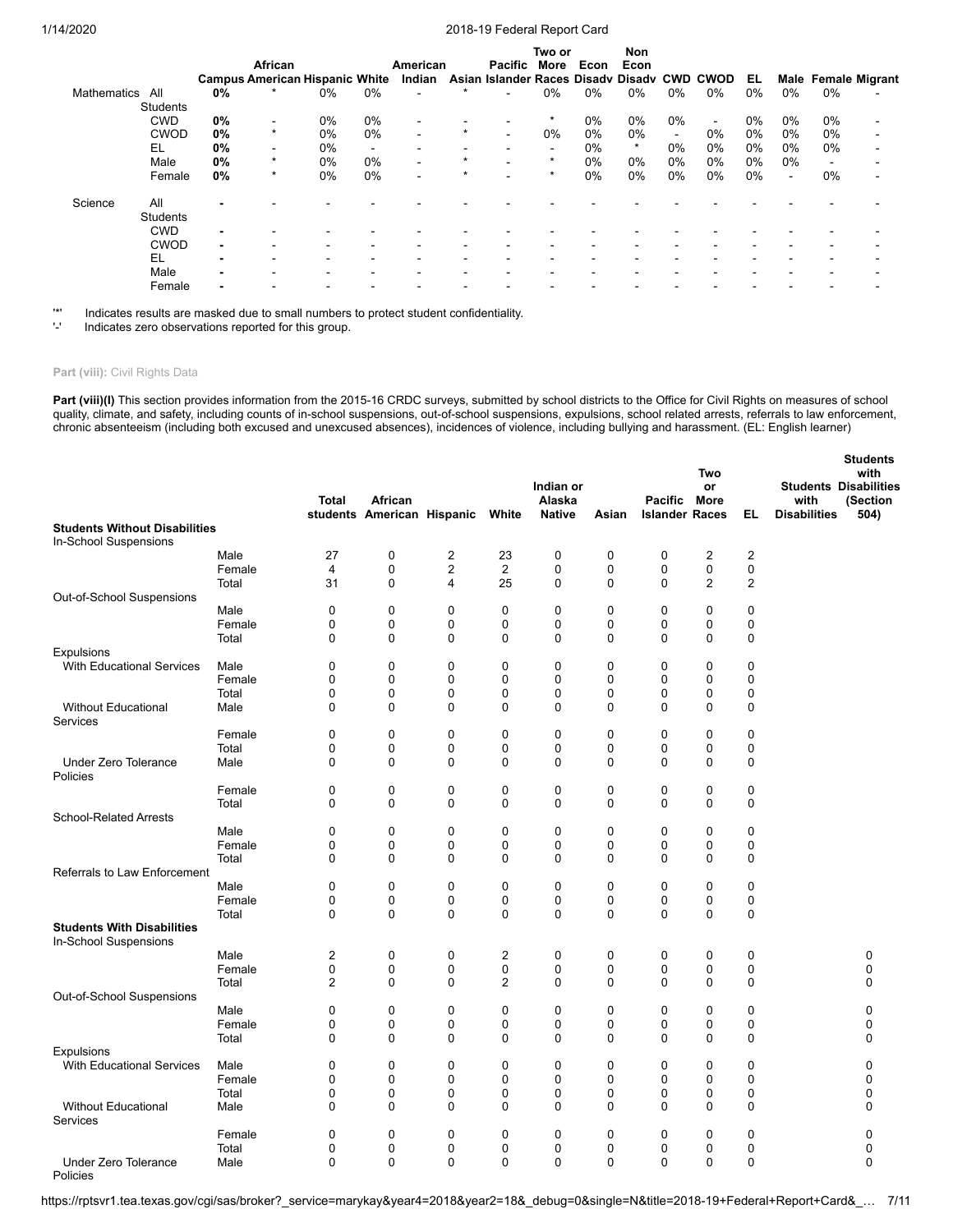| | | Campus | African American | Hispanic | White | American Indian | Asian | Pacific Islander | Two or More Races | Econ Disadv | Non Econ Disadv | CWD | CWOD | EL | Male | Female | Migrant |
|---|---|---|---|---|---|---|---|---|---|---|---|---|---|---|---|---|---|
| Mathematics | All Students | **0%** | * | 0% | 0% | - | * | - | 0% | 0% | 0% | 0% | 0% | 0% | 0% | 0% | - |
| | CWD | **0%** | - | 0% | 0% | - | - | - | * | 0% | 0% | 0% | - | 0% | 0% | 0% | - |
| | CWOD | **0%** | * | 0% | 0% | - | * | - | 0% | 0% | 0% | - | 0% | 0% | 0% | 0% | - |
| | EL | **0%** | - | 0% | - | - | - | - | - | 0% | * | 0% | 0% | 0% | 0% | 0% | - |
| | Male | **0%** | * | 0% | 0% | - | * | - | * | 0% | 0% | 0% | 0% | 0% | 0% | - | - |
| | Female | **0%** | * | 0% | 0% | - | * | - | * | 0% | 0% | 0% | 0% | 0% | - | 0% | - |
| Science | All Students | **-** | - | - | - | - | - | - | - | - | - | - | - | - | - | - | - |
| | CWD | **-** | - | - | - | - | - | - | - | - | - | - | - | - | - | - | - |
| | CWOD | **-** | - | - | - | - | - | - | - | - | - | - | - | - | - | - | - |
| | EL | **-** | - | - | - | - | - | - | - | - | - | - | - | - | - | - | - |
| | Male | **-** | - | - | - | - | - | - | - | - | - | - | - | - | - | - | - |
| | Female | **-** | - | - | - | - | - | - | - | - | - | - | - | - | - | - | - |

'*' Indicates results are masked due to small numbers to protect student confidentiality.
'-' Indicates zero observations reported for this group.

**Part (viii):** Civil Rights Data

**Part (viii)(I)** This section provides information from the 2015-16 CRDC surveys, submitted by school districts to the Office for Civil Rights on measures of school quality, climate, and safety, including counts of in-school suspensions, out-of-school suspensions, expulsions, school related arrests, referrals to law enforcement, chronic absenteeism (including both excused and unexcused absences), incidences of violence, including bullying and harassment. (EL: English learner)

| | | Total students | African American | Hispanic | White | Indian or Alaska Native | Asian | Pacific Islander | Two or More Races | EL | Students with Disabilities | Students with Disabilities (Section 504) |
|---|---|---|---|---|---|---|---|---|---|---|---|---|
| **Students Without Disabilities** | | | | | | | | | | | | |
| In-School Suspensions | | | | | | | | | | | | |
| | Male | 27 | 0 | 2 | 23 | 0 | 0 | 0 | 2 | 2 | | |
| | Female | 4 | 0 | 2 | 2 | 0 | 0 | 0 | 0 | 0 | | |
| | Total | 31 | 0 | 4 | 25 | 0 | 0 | 0 | 2 | 2 | | |
| Out-of-School Suspensions | | | | | | | | | | | | |
| | Male | 0 | 0 | 0 | 0 | 0 | 0 | 0 | 0 | 0 | | |
| | Female | 0 | 0 | 0 | 0 | 0 | 0 | 0 | 0 | 0 | | |
| | Total | 0 | 0 | 0 | 0 | 0 | 0 | 0 | 0 | 0 | | |
| Expulsions | | | | | | | | | | | | |
| With Educational Services | Male | 0 | 0 | 0 | 0 | 0 | 0 | 0 | 0 | 0 | | |
| | Female | 0 | 0 | 0 | 0 | 0 | 0 | 0 | 0 | 0 | | |
| | Total | 0 | 0 | 0 | 0 | 0 | 0 | 0 | 0 | 0 | | |
| Without Educational Services | Male | 0 | 0 | 0 | 0 | 0 | 0 | 0 | 0 | 0 | | |
| | Female | 0 | 0 | 0 | 0 | 0 | 0 | 0 | 0 | 0 | | |
| | Total | 0 | 0 | 0 | 0 | 0 | 0 | 0 | 0 | 0 | | |
| Under Zero Tolerance Policies | Male | 0 | 0 | 0 | 0 | 0 | 0 | 0 | 0 | 0 | | |
| | Female | 0 | 0 | 0 | 0 | 0 | 0 | 0 | 0 | 0 | | |
| | Total | 0 | 0 | 0 | 0 | 0 | 0 | 0 | 0 | 0 | | |
| School-Related Arrests | | | | | | | | | | | | |
| | Male | 0 | 0 | 0 | 0 | 0 | 0 | 0 | 0 | 0 | | |
| | Female | 0 | 0 | 0 | 0 | 0 | 0 | 0 | 0 | 0 | | |
| | Total | 0 | 0 | 0 | 0 | 0 | 0 | 0 | 0 | 0 | | |
| Referrals to Law Enforcement | | | | | | | | | | | | |
| | Male | 0 | 0 | 0 | 0 | 0 | 0 | 0 | 0 | 0 | | |
| | Female | 0 | 0 | 0 | 0 | 0 | 0 | 0 | 0 | 0 | | |
| | Total | 0 | 0 | 0 | 0 | 0 | 0 | 0 | 0 | 0 | | |
| **Students With Disabilities** | | | | | | | | | | | | |
| In-School Suspensions | | | | | | | | | | | | |
| | Male | 2 | 0 | 0 | 2 | 0 | 0 | 0 | 0 | 0 | | 0 |
| | Female | 0 | 0 | 0 | 0 | 0 | 0 | 0 | 0 | 0 | | 0 |
| | Total | 2 | 0 | 0 | 2 | 0 | 0 | 0 | 0 | 0 | | 0 |
| Out-of-School Suspensions | | | | | | | | | | | | |
| | Male | 0 | 0 | 0 | 0 | 0 | 0 | 0 | 0 | 0 | | 0 |
| | Female | 0 | 0 | 0 | 0 | 0 | 0 | 0 | 0 | 0 | | 0 |
| | Total | 0 | 0 | 0 | 0 | 0 | 0 | 0 | 0 | 0 | | 0 |
| Expulsions | | | | | | | | | | | | |
| With Educational Services | Male | 0 | 0 | 0 | 0 | 0 | 0 | 0 | 0 | 0 | | 0 |
| | Female | 0 | 0 | 0 | 0 | 0 | 0 | 0 | 0 | 0 | | 0 |
| | Total | 0 | 0 | 0 | 0 | 0 | 0 | 0 | 0 | 0 | | 0 |
| Without Educational Services | Male | 0 | 0 | 0 | 0 | 0 | 0 | 0 | 0 | 0 | | 0 |
| | Female | 0 | 0 | 0 | 0 | 0 | 0 | 0 | 0 | 0 | | 0 |
| | Total | 0 | 0 | 0 | 0 | 0 | 0 | 0 | 0 | 0 | | 0 |
| Under Zero Tolerance Policies | Male | 0 | 0 | 0 | 0 | 0 | 0 | 0 | 0 | 0 | | 0 |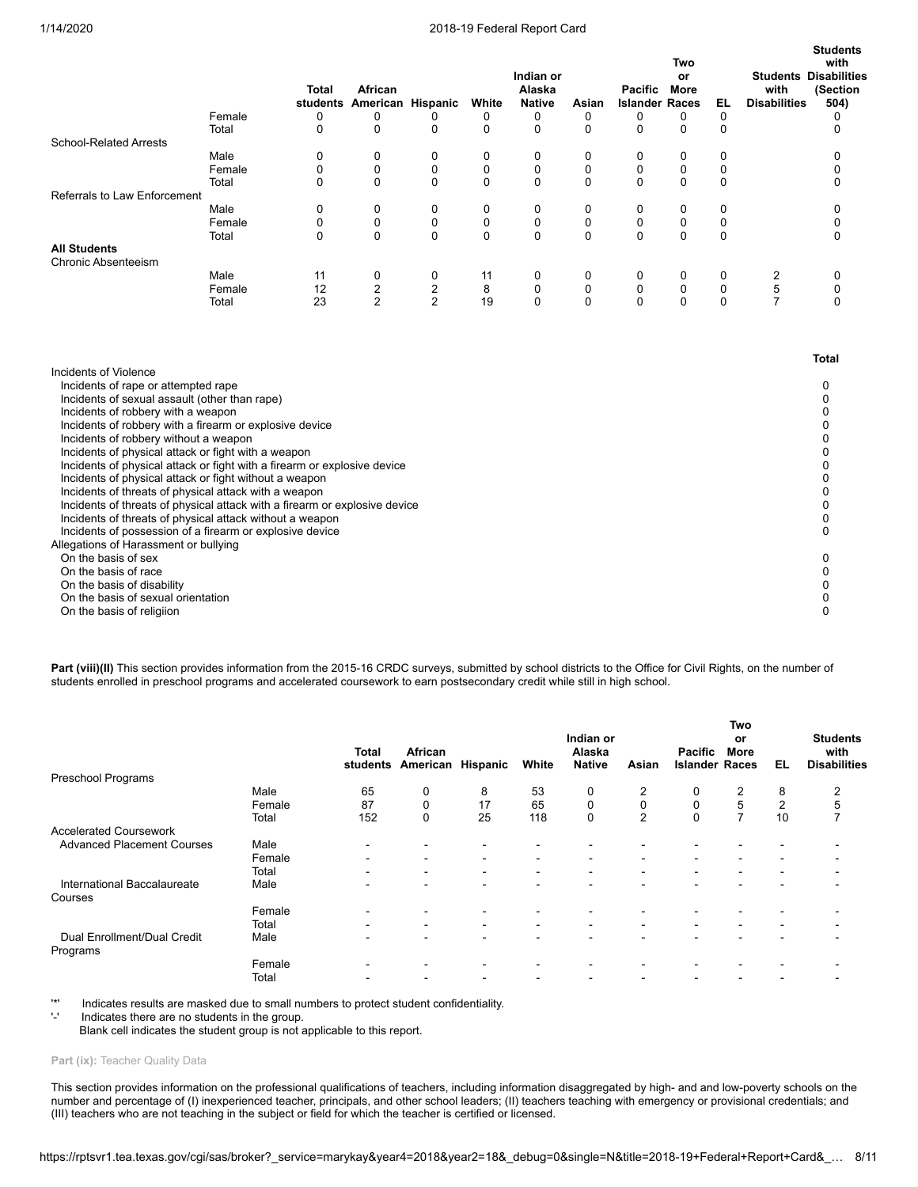| | | Total students | African American | Hispanic | White | Indian or Alaska Native | Asian | Pacific Islander | Two or More Races | EL | Students with Disabilities | Students with Disabilities (Section 504) |
|---|---|---|---|---|---|---|---|---|---|---|---|---|
| | Female | 0 | 0 | 0 | 0 | 0 | 0 | 0 | 0 | 0 | | 0 |
| | Total | 0 | 0 | 0 | 0 | 0 | 0 | 0 | 0 | 0 | | 0 |
| School-Related Arrests | | | | | | | | | | | | |
| | Male | 0 | 0 | 0 | 0 | 0 | 0 | 0 | 0 | 0 | | 0 |
| | Female | 0 | 0 | 0 | 0 | 0 | 0 | 0 | 0 | 0 | | 0 |
| | Total | 0 | 0 | 0 | 0 | 0 | 0 | 0 | 0 | 0 | | 0 |
| Referrals to Law Enforcement | | | | | | | | | | | | |
| | Male | 0 | 0 | 0 | 0 | 0 | 0 | 0 | 0 | 0 | | 0 |
| | Female | 0 | 0 | 0 | 0 | 0 | 0 | 0 | 0 | 0 | | 0 |
| | Total | 0 | 0 | 0 | 0 | 0 | 0 | 0 | 0 | 0 | | 0 |
| **All Students** | | | | | | | | | | | | |
| Chronic Absenteeism | | | | | | | | | | | | |
| | Male | 11 | 0 | 0 | 11 | 0 | 0 | 0 | 0 | 0 | 2 | 0 |
| | Female | 12 | 2 | 2 | 8 | 0 | 0 | 0 | 0 | 0 | 5 | 0 |
| | Total | 23 | 2 | 2 | 19 | 0 | 0 | 0 | 0 | 0 | 7 | 0 |

| | Total |
|---|---|
| Incidents of Violence | |
| Incidents of rape or attempted rape | 0 |
| Incidents of sexual assault (other than rape) | 0 |
| Incidents of robbery with a weapon | 0 |
| Incidents of robbery with a firearm or explosive device | 0 |
| Incidents of robbery without a weapon | 0 |
| Incidents of physical attack or fight with a weapon | 0 |
| Incidents of physical attack or fight with a firearm or explosive device | 0 |
| Incidents of physical attack or fight without a weapon | 0 |
| Incidents of threats of physical attack with a weapon | 0 |
| Incidents of threats of physical attack with a firearm or explosive device | 0 |
| Incidents of threats of physical attack without a weapon | 0 |
| Incidents of possession of a firearm or explosive device | 0 |
| Allegations of Harassment or bullying | |
| On the basis of sex | 0 |
| On the basis of race | 0 |
| On the basis of disability | 0 |
| On the basis of sexual orientation | 0 |
| On the basis of religiion | 0 |

**Part (viii)(II)** This section provides information from the 2015-16 CRDC surveys, submitted by school districts to the Office for Civil Rights, on the number of students enrolled in preschool programs and accelerated coursework to earn postsecondary credit while still in high school.

| | | Total students | African American | Hispanic | White | Indian or Alaska Native | Asian | Pacific Islander | Two or More Races | EL | Students with Disabilities |
|---|---|---|---|---|---|---|---|---|---|---|---|
| Preschool Programs | | | | | | | | | | | |
| | Male | 65 | 0 | 8 | 53 | 0 | 2 | 0 | 2 | 8 | 2 |
| | Female | 87 | 0 | 17 | 65 | 0 | 0 | 0 | 5 | 2 | 5 |
| | Total | 152 | 0 | 25 | 118 | 0 | 2 | 0 | 7 | 10 | 7 |
| Accelerated Coursework | | | | | | | | | | | |
| Advanced Placement Courses | Male | - | - | - | - | - | - | - | - | - | - |
| | Female | - | - | - | - | - | - | - | - | - | - |
| | Total | - | - | - | - | - | - | - | - | - | - |
| International Baccalaureate Courses | Male | - | - | - | - | - | - | - | - | - | - |
| | Female | - | - | - | - | - | - | - | - | - | - |
| | Total | - | - | - | - | - | - | - | - | - | - |
| Dual Enrollment/Dual Credit Programs | Male | - | - | - | - | - | - | - | - | - | - |
| | Female | - | - | - | - | - | - | - | - | - | - |
| | Total | - | - | - | - | - | - | - | - | - | - |

'*' Indicates results are masked due to small numbers to protect student confidentiality.
'-' Indicates there are no students in the group.
Blank cell indicates the student group is not applicable to this report.

**Part (ix):** Teacher Quality Data

This section provides information on the professional qualifications of teachers, including information disaggregated by high- and and low-poverty schools on the number and percentage of (I) inexperienced teacher, principals, and other school leaders; (II) teachers teaching with emergency or provisional credentials; and (III) teachers who are not teaching in the subject or field for which the teacher is certified or licensed.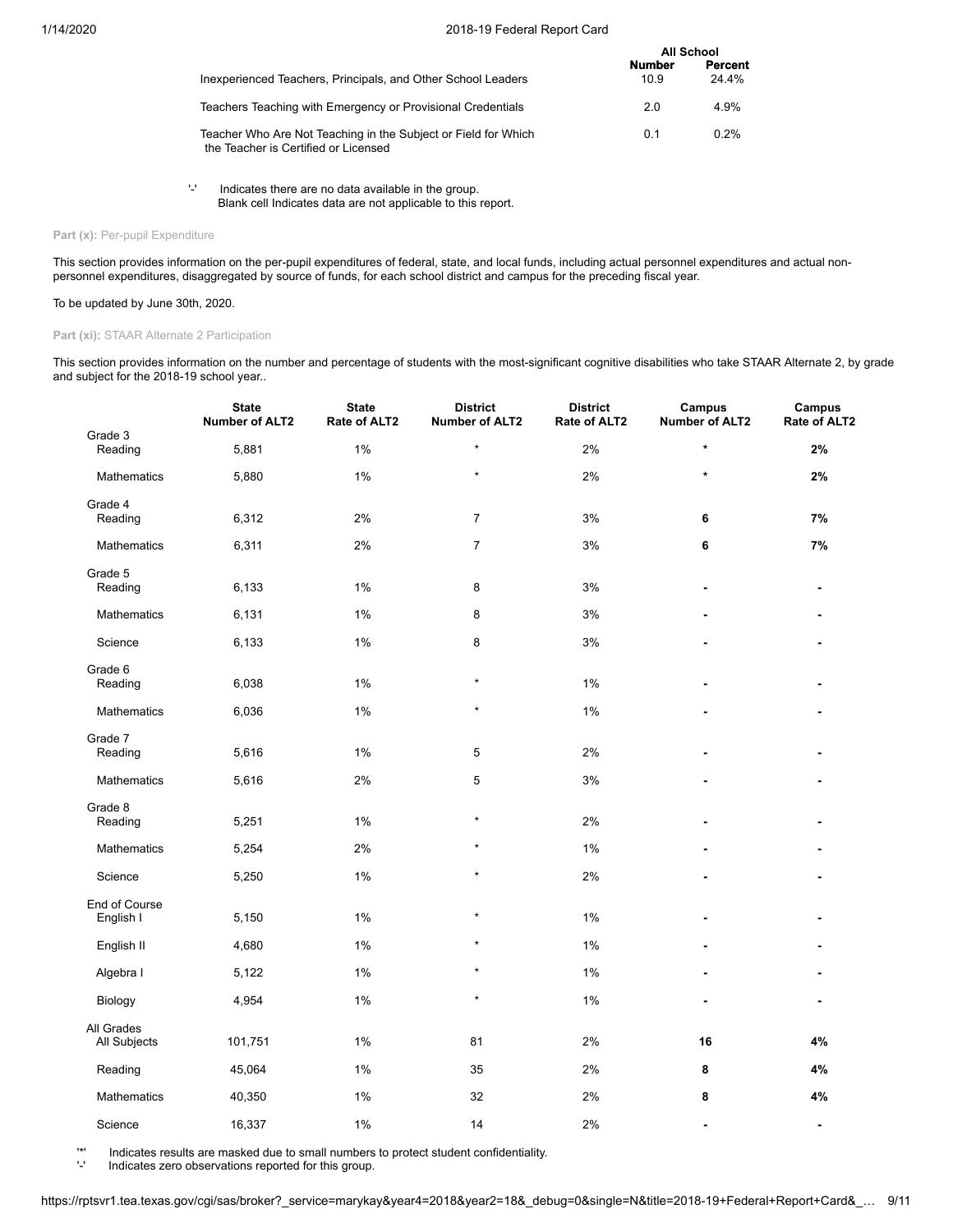| | All School | |
|---|---|---|
| | Number | Percent |
| Inexperienced Teachers, Principals, and Other School Leaders | 10.9 | 24.4% |
| Teachers Teaching with Emergency or Provisional Credentials | 2.0 | 4.9% |
| Teacher Who Are Not Teaching in the Subject or Field for Which the Teacher is Certified or Licensed | 0.1 | 0.2% |

'-' Indicates there are no data available in the group.
Blank cell Indicates data are not applicable to this report.

**Part (x):** Per-pupil Expenditure

This section provides information on the per-pupil expenditures of federal, state, and local funds, including actual personnel expenditures and actual non-personnel expenditures, disaggregated by source of funds, for each school district and campus for the preceding fiscal year.

To be updated by June 30th, 2020.

**Part (xi):** STAAR Alternate 2 Participation

This section provides information on the number and percentage of students with the most-significant cognitive disabilities who take STAAR Alternate 2, by grade and subject for the 2018-19 school year..

| | State Number of ALT2 | State Rate of ALT2 | District Number of ALT2 | District Rate of ALT2 | Campus Number of ALT2 | Campus Rate of ALT2 |
|---|---|---|---|---|---|---|
| **Grade 3** | | | | | | |
| Reading | 5,881 | 1% | * | 2% | * | **2%** |
| Mathematics | 5,880 | 1% | * | 2% | * | **2%** |
| **Grade 4** | | | | | | |
| Reading | 6,312 | 2% | 7 | 3% | **6** | **7%** |
| Mathematics | 6,311 | 2% | 7 | 3% | **6** | **7%** |
| **Grade 5** | | | | | | |
| Reading | 6,133 | 1% | 8 | 3% | - | - |
| Mathematics | 6,131 | 1% | 8 | 3% | - | - |
| Science | 6,133 | 1% | 8 | 3% | - | - |
| **Grade 6** | | | | | | |
| Reading | 6,038 | 1% | * | 1% | - | - |
| Mathematics | 6,036 | 1% | * | 1% | - | - |
| **Grade 7** | | | | | | |
| Reading | 5,616 | 1% | 5 | 2% | - | - |
| Mathematics | 5,616 | 2% | 5 | 3% | - | - |
| **Grade 8** | | | | | | |
| Reading | 5,251 | 1% | * | 2% | - | - |
| Mathematics | 5,254 | 2% | * | 1% | - | - |
| Science | 5,250 | 1% | * | 2% | - | - |
| **End of Course** | | | | | | |
| English I | 5,150 | 1% | * | 1% | - | - |
| English II | 4,680 | 1% | * | 1% | - | - |
| Algebra I | 5,122 | 1% | * | 1% | - | - |
| Biology | 4,954 | 1% | * | 1% | - | - |
| **All Grades** | | | | | | |
| All Subjects | 101,751 | 1% | 81 | 2% | **16** | **4%** |
| Reading | 45,064 | 1% | 35 | 2% | **8** | **4%** |
| Mathematics | 40,350 | 1% | 32 | 2% | **8** | **4%** |
| Science | 16,337 | 1% | 14 | 2% | - | - |

'*' Indicates results are masked due to small numbers to protect student confidentiality.
'-' Indicates zero observations reported for this group.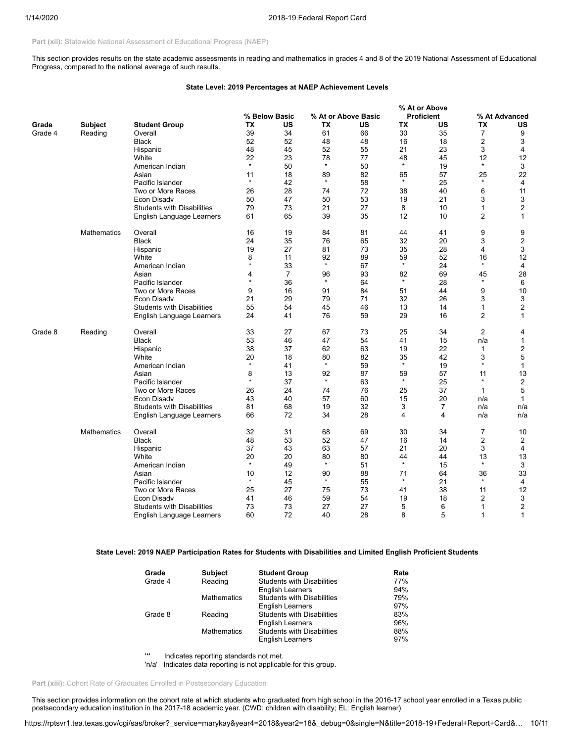**Part (xii):** Statewide National Assessment of Educational Progress (NAEP)

This section provides results on the state academic assessments in reading and mathematics in grades 4 and 8 of the 2019 National Assessment of Educational Progress, compared to the national average of such results.

**State Level: 2019 Percentages at NAEP Achievement Levels**

| | | | % Below Basic | | % At or Above Basic | | % At or Above Proficient | | % At Advanced | |
|---|---|---|---|---|---|---|---|---|---|---|
| **Grade** | **Subject** | **Student Group** | **TX** | **US** | **TX** | **US** | **TX** | **US** | **TX** | **US** |
| Grade 4 | Reading | Overall | 39 | 34 | 61 | 66 | 30 | 35 | 7 | 9 |
| | | Black | 52 | 52 | 48 | 48 | 16 | 18 | 2 | 3 |
| | | Hispanic | 48 | 45 | 52 | 55 | 21 | 23 | 3 | 4 |
| | | White | 22 | 23 | 78 | 77 | 48 | 45 | 12 | 12 |
| | | American Indian | * | 50 | * | 50 | * | 19 | * | 3 |
| | | Asian | 11 | 18 | 89 | 82 | 65 | 57 | 25 | 22 |
| | | Pacific Islander | * | 42 | * | 58 | * | 25 | * | 4 |
| | | Two or More Races | 26 | 28 | 74 | 72 | 38 | 40 | 6 | 11 |
| | | Econ Disadv | 50 | 47 | 50 | 53 | 19 | 21 | 3 | 3 |
| | | Students with Disabilities | 79 | 73 | 21 | 27 | 8 | 10 | 1 | 2 |
| | | English Language Learners | 61 | 65 | 39 | 35 | 12 | 10 | 2 | 1 |
| | Mathematics | Overall | 16 | 19 | 84 | 81 | 44 | 41 | 9 | 9 |
| | | Black | 24 | 35 | 76 | 65 | 32 | 20 | 3 | 2 |
| | | Hispanic | 19 | 27 | 81 | 73 | 35 | 28 | 4 | 3 |
| | | White | 8 | 11 | 92 | 89 | 59 | 52 | 16 | 12 |
| | | American Indian | * | 33 | * | 67 | * | 24 | * | 4 |
| | | Asian | 4 | 7 | 96 | 93 | 82 | 69 | 45 | 28 |
| | | Pacific Islander | * | 36 | * | 64 | * | 28 | * | 6 |
| | | Two or More Races | 9 | 16 | 91 | 84 | 51 | 44 | 9 | 10 |
| | | Econ Disadv | 21 | 29 | 79 | 71 | 32 | 26 | 3 | 3 |
| | | Students with Disabilities | 55 | 54 | 45 | 46 | 13 | 14 | 1 | 2 |
| | | English Language Learners | 24 | 41 | 76 | 59 | 29 | 16 | 2 | 1 |
| Grade 8 | Reading | Overall | 33 | 27 | 67 | 73 | 25 | 34 | 2 | 4 |
| | | Black | 53 | 46 | 47 | 54 | 41 | 15 | n/a | 1 |
| | | Hispanic | 38 | 37 | 62 | 63 | 19 | 22 | 1 | 2 |
| | | White | 20 | 18 | 80 | 82 | 35 | 42 | 3 | 5 |
| | | American Indian | * | 41 | * | 59 | * | 19 | * | 1 |
| | | Asian | 8 | 13 | 92 | 87 | 59 | 57 | 11 | 13 |
| | | Pacific Islander | * | 37 | * | 63 | * | 25 | * | 2 |
| | | Two or More Races | 26 | 24 | 74 | 76 | 25 | 37 | 1 | 5 |
| | | Econ Disadv | 43 | 40 | 57 | 60 | 15 | 20 | n/a | 1 |
| | | Students with Disabilities | 81 | 68 | 19 | 32 | 3 | 7 | n/a | n/a |
| | | English Language Learners | 66 | 72 | 34 | 28 | 4 | 4 | n/a | n/a |
| | Mathematics | Overall | 32 | 31 | 68 | 69 | 30 | 34 | 7 | 10 |
| | | Black | 48 | 53 | 52 | 47 | 16 | 14 | 2 | 2 |
| | | Hispanic | 37 | 43 | 63 | 57 | 21 | 20 | 3 | 4 |
| | | White | 20 | 20 | 80 | 80 | 44 | 44 | 13 | 13 |
| | | American Indian | * | 49 | * | 51 | * | 15 | * | 3 |
| | | Asian | 10 | 12 | 90 | 88 | 71 | 64 | 36 | 33 |
| | | Pacific Islander | * | 45 | * | 55 | * | 21 | * | 4 |
| | | Two or More Races | 25 | 27 | 75 | 73 | 41 | 38 | 11 | 12 |
| | | Econ Disadv | 41 | 46 | 59 | 54 | 19 | 18 | 2 | 3 |
| | | Students with Disabilities | 73 | 73 | 27 | 27 | 5 | 6 | 1 | 2 |
| | | English Language Learners | 60 | 72 | 40 | 28 | 8 | 5 | 1 | 1 |

**State Level: 2019 NAEP Participation Rates for Students with Disabilities and Limited English Proficient Students**

| Grade | Subject | Student Group | Rate |
|---|---|---|---|
| Grade 4 | Reading | Students with Disabilities | 77% |
| | | English Learners | 94% |
| | Mathematics | Students with Disabilities | 79% |
| | | English Learners | 97% |
| Grade 8 | Reading | Students with Disabilities | 83% |
| | | English Learners | 96% |
| | Mathematics | Students with Disabilities | 88% |
| | | English Learners | 97% |

'*' Indicates reporting standards not met.
'n/a' Indicates data reporting is not applicable for this group.

**Part (xiii):** Cohort Rate of Graduates Enrolled in Postsecondary Education

This section provides information on the cohort rate at which students who graduated from high school in the 2016-17 school year enrolled in a Texas public postsecondary education institution in the 2017-18 academic year. (CWD: children with disability; EL: English learner)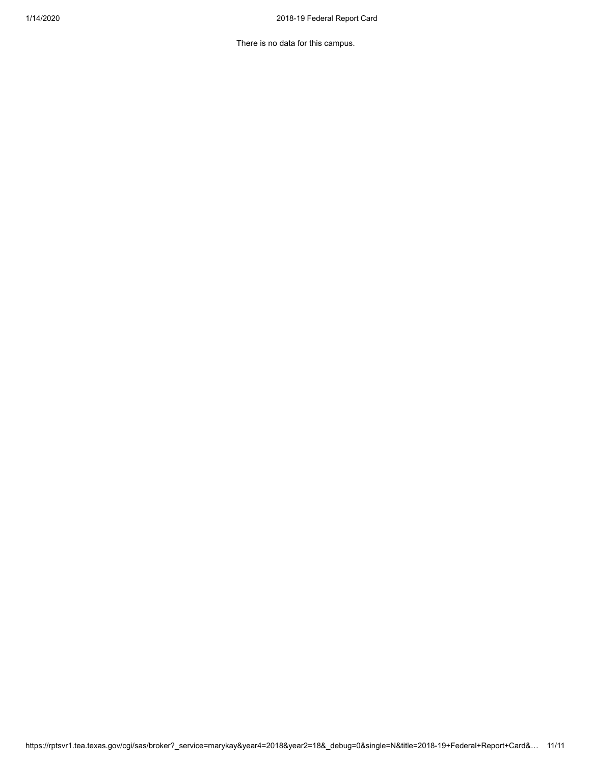There is no data for this campus.